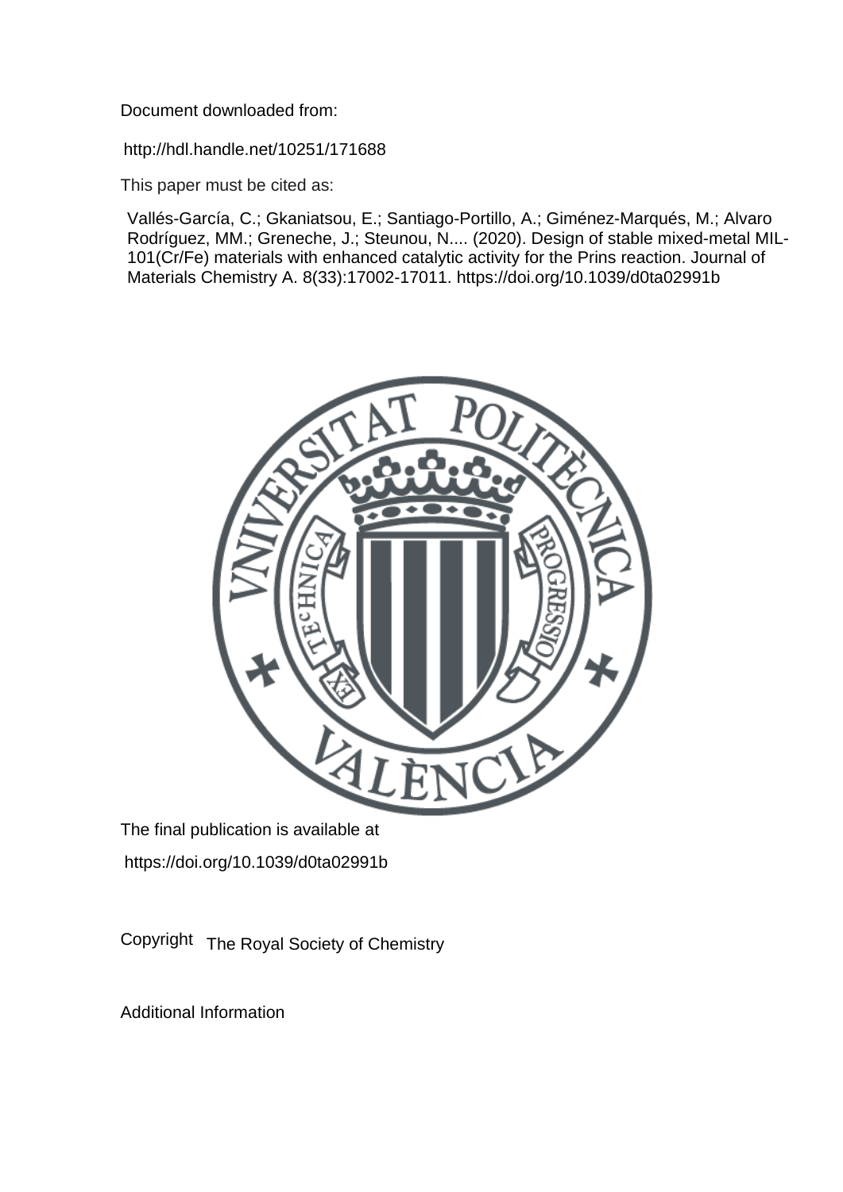Document downloaded from:

http://hdl.handle.net/10251/171688

This paper must be cited as:

Vallés-García, C.; Gkaniatsou, E.; Santiago-Portillo, A.; Giménez-Marqués, M.; Alvaro Rodríguez, MM.; Greneche, J.; Steunou, N.... (2020). Design of stable mixed-metal MIL-101(Cr/Fe) materials with enhanced catalytic activity for the Prins reaction. Journal of Materials Chemistry A. 8(33):17002-17011. https://doi.org/10.1039/d0ta02991b

The final publication is available at

https://doi.org/10.1039/d0ta02991b

Copyright The Royal Society of Chemistry

Additional Information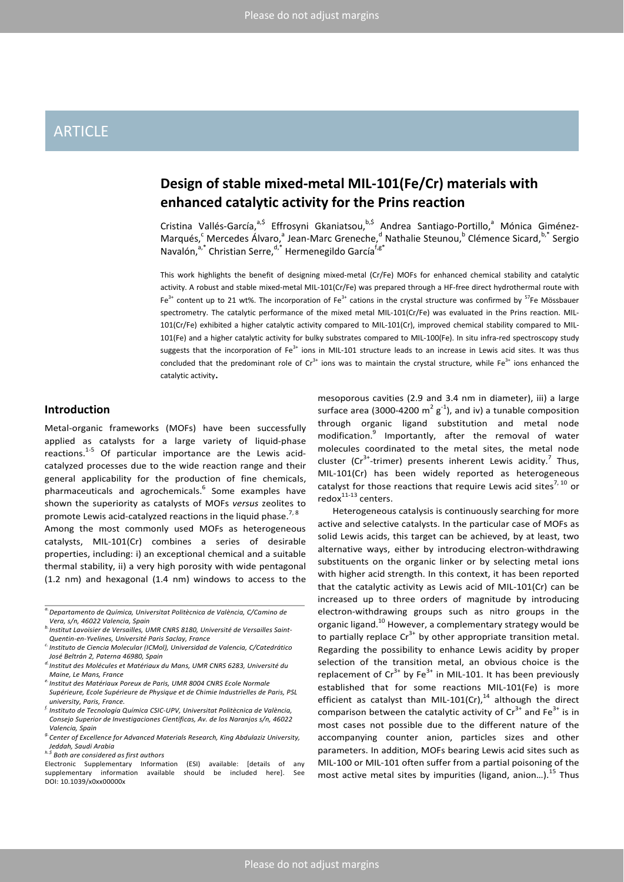# Design of stable mixed-metal MIL-101(Fe/Cr) materials with enhanced catalytic activity for the Prins reaction

Cristina Vallés-García,[a,$] Effrosyni Gkaniatsou,[b,$] Andrea Santiago-Portillo,[a] Mónica Giménez-Marqués,[c] Mercedes Álvaro,[a] Jean-Marc Greneche,[d] Nathalie Steunou,[b] Clémence Sicard,[b,*] Sergio Navalón,[a,*] Christian Serre,[d,*] Hermenegildo García[f,g*]

This work highlights the benefit of designing mixed-metal (Cr/Fe) MOFs for enhanced chemical stability and catalytic activity. A robust and stable mixed-metal MIL-101(Cr/Fe) was prepared through a HF-free direct hydrothermal route with $Fe^{3+}$ content up to 21 wt%. The incorporation of $Fe^{3+}$ cations in the crystal structure was confirmed by $^{57}$Fe Mössbauer spectrometry. The catalytic performance of the mixed metal MIL-101(Cr/Fe) was evaluated in the Prins reaction. MIL-101(Cr/Fe) exhibited a higher catalytic activity compared to MIL-101(Cr), improved chemical stability compared to MIL-101(Fe) and a higher catalytic activity for bulky substrates compared to MIL-100(Fe). In situ infra-red spectroscopy study suggests that the incorporation of $Fe^{3+}$ ions in MIL-101 structure leads to an increase in Lewis acid sites. It was thus concluded that the predominant role of $Cr^{3+}$ ions was to maintain the crystal structure, while $Fe^{3+}$ ions enhanced the catalytic activity.

## Introduction

Metal-organic frameworks (MOFs) have been successfully applied as catalysts for a large variety of liquid-phase reactions.[1-5] Of particular importance are the Lewis acid-catalyzed processes due to the wide reaction range and their general applicability for the production of fine chemicals, pharmaceuticals and agrochemicals.[6] Some examples have shown the superiority as catalysts of MOFs *versus* zeolites to promote Lewis acid-catalyzed reactions in the liquid phase.[7, 8]

Among the most commonly used MOFs as heterogeneous catalysts, MIL-101(Cr) combines a series of desirable properties, including: i) an exceptional chemical and a suitable thermal stability, ii) a very high porosity with wide pentagonal (1.2 nm) and hexagonal (1.4 nm) windows to access to the mesoporous cavities (2.9 and 3.4 nm in diameter), iii) a large surface area (3000-4200 $m^2$ $g^{-1}$), and iv) a tunable composition through organic ligand substitution and metal node modification.[9] Importantly, after the removal of water molecules coordinated to the metal sites, the metal node cluster ($Cr^{3+}$-trimer) presents inherent Lewis acidity.[7] Thus, MIL-101(Cr) has been widely reported as heterogeneous catalyst for those reactions that require Lewis acid sites[7, 10] or redox[11-13] centers.

Heterogeneous catalysis is continuously searching for more active and selective catalysts. In the particular case of MOFs as solid Lewis acids, this target can be achieved, by at least, two alternative ways, either by introducing electron-withdrawing substituents on the organic linker or by selecting metal ions with higher acid strength. In this context, it has been reported that the catalytic activity as Lewis acid of MIL-101(Cr) can be increased up to three orders of magnitude by introducing electron-withdrawing groups such as nitro groups in the organic ligand.[10] However, a complementary strategy would be to partially replace $Cr^{3+}$ by other appropriate transition metal. Regarding the possibility to enhance Lewis acidity by proper selection of the transition metal, an obvious choice is the replacement of $Cr^{3+}$ by $Fe^{3+}$ in MIL-101. It has been previously established that for some reactions MIL-101(Fe) is more efficient as catalyst than MIL-101(Cr),[14] although the direct comparison between the catalytic activity of $Cr^{3+}$ and $Fe^{3+}$ is in most cases not possible due to the different nature of the accompanying counter anion, particles sizes and other parameters. In addition, MOFs bearing Lewis acid sites such as MIL-100 or MIL-101 often suffer from a partial poisoning of the most active metal sites by impurities (ligand, anion…).[15] Thus

[a] Departamento de Química, Universitat Politècnica de València, C/Camino de Vera, s/n, 46022 Valencia, Spain

[b] Institut Lavoisier de Versailles, UMR CNRS 8180, Université de Versailles Saint-Quentin-en-Yvelines, Université Paris Saclay, France

[c] Instituto de Ciencia Molecular (ICMol), Universidad de Valencia, C/Catedrático José Beltrán 2, Paterna 46980, Spain

[d] Institut des Molécules et Matériaux du Mans, UMR CNRS 6283, Université du Maine, Le Mans, France

[e] Institut des Matériaux Poreux de Paris, UMR 8004 CNRS Ecole Normale Supérieure, Ecole Supérieure de Physique et de Chimie Industrielles de Paris, PSL university, Paris, France.

[f] Instituto de Tecnología Química CSIC-UPV, Universitat Politècnica de València, Consejo Superior de Investigaciones Científicas, Av. de los Naranjos s/n, 46022 Valencia, Spain

[g] Center of Excellence for Advanced Materials Research, King Abdulaziz University, Jeddah, Saudi Arabia

[h,$] Both are considered as first authors

Electronic Supplementary Information (ESI) available: [details of any supplementary information available should be included here]. See DOI: 10.1039/x0xx00000x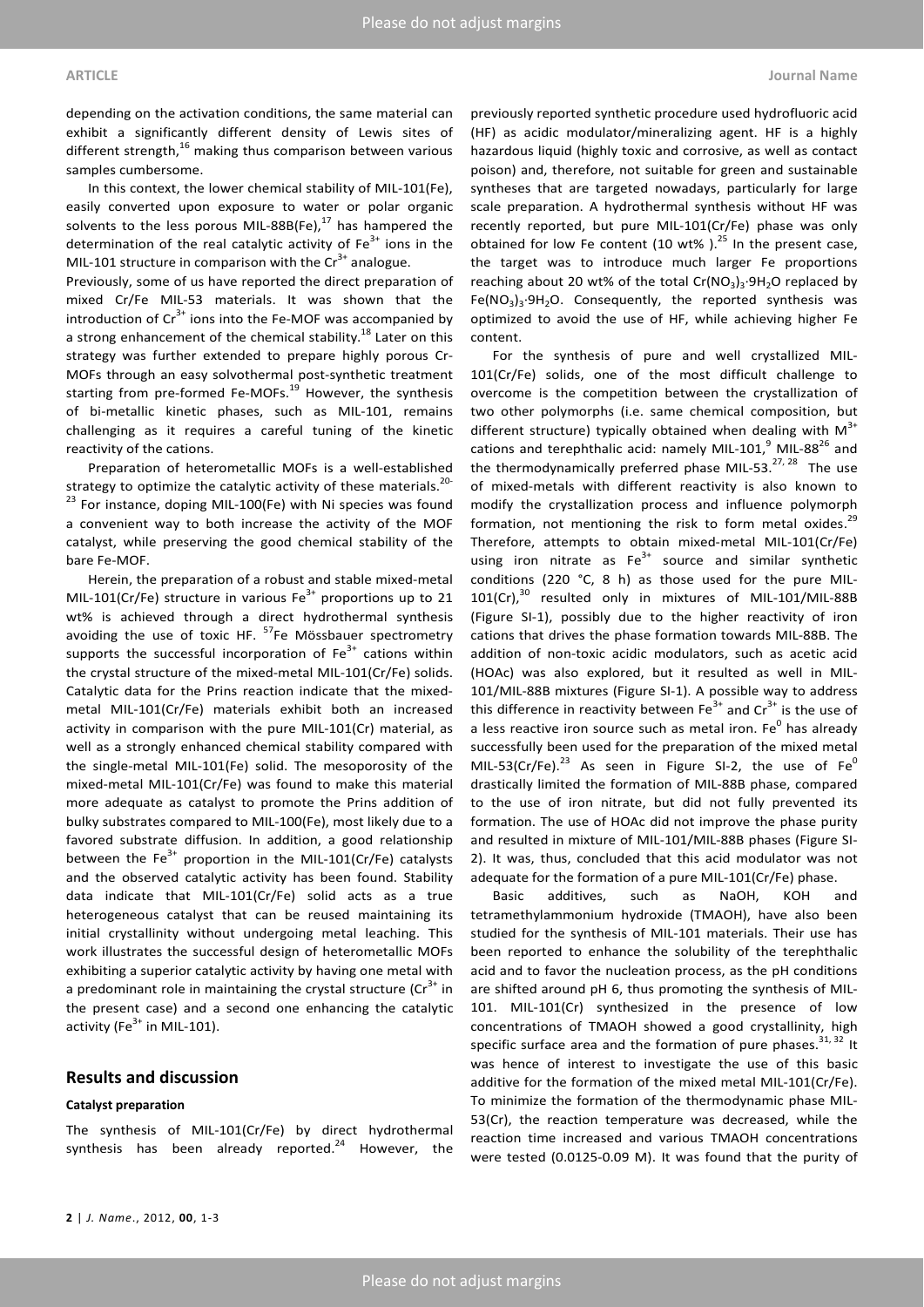depending on the activation conditions, the same material can exhibit a significantly different density of Lewis sites of different strength,[16] making thus comparison between various samples cumbersome.

In this context, the lower chemical stability of MIL-101(Fe), easily converted upon exposure to water or polar organic solvents to the less porous MIL-88B(Fe),[17] has hampered the determination of the real catalytic activity of $Fe^{3+}$ ions in the MIL-101 structure in comparison with the $Cr^{3+}$ analogue.

Previously, some of us have reported the direct preparation of mixed Cr/Fe MIL-53 materials. It was shown that the introduction of $Cr^{3+}$ ions into the Fe-MOF was accompanied by a strong enhancement of the chemical stability.[18] Later on this strategy was further extended to prepare highly porous Cr-MOFs through an easy solvothermal post-synthetic treatment starting from pre-formed Fe-MOFs.[19] However, the synthesis of bi-metallic kinetic phases, such as MIL-101, remains challenging as it requires a careful tuning of the kinetic reactivity of the cations.

Preparation of heterometallic MOFs is a well-established strategy to optimize the catalytic activity of these materials.[20-23] For instance, doping MIL-100(Fe) with Ni species was found a convenient way to both increase the activity of the MOF catalyst, while preserving the good chemical stability of the bare Fe-MOF.

Herein, the preparation of a robust and stable mixed-metal MIL-101(Cr/Fe) structure in various $Fe^{3+}$ proportions up to 21 wt% is achieved through a direct hydrothermal synthesis avoiding the use of toxic HF. $^{57}$Fe Mössbauer spectrometry supports the successful incorporation of $Fe^{3+}$ cations within the crystal structure of the mixed-metal MIL-101(Cr/Fe) solids. Catalytic data for the Prins reaction indicate that the mixed-metal MIL-101(Cr/Fe) materials exhibit both an increased activity in comparison with the pure MIL-101(Cr) material, as well as a strongly enhanced chemical stability compared with the single-metal MIL-101(Fe) solid. The mesoporosity of the mixed-metal MIL-101(Cr/Fe) was found to make this material more adequate as catalyst to promote the Prins addition of bulky substrates compared to MIL-100(Fe), most likely due to a favored substrate diffusion. In addition, a good relationship between the $Fe^{3+}$ proportion in the MIL-101(Cr/Fe) catalysts and the observed catalytic activity has been found. Stability data indicate that MIL-101(Cr/Fe) solid acts as a true heterogeneous catalyst that can be reused maintaining its initial crystallinity without undergoing metal leaching. This work illustrates the successful design of heterometallic MOFs exhibiting a superior catalytic activity by having one metal with a predominant role in maintaining the crystal structure ($Cr^{3+}$ in the present case) and a second one enhancing the catalytic activity ($Fe^{3+}$ in MIL-101).

## Results and discussion

#### Catalyst preparation

The synthesis of MIL-101(Cr/Fe) by direct hydrothermal synthesis has been already reported.[24] However, the previously reported synthetic procedure used hydrofluoric acid (HF) as acidic modulator/mineralizing agent. HF is a highly hazardous liquid (highly toxic and corrosive, as well as contact poison) and, therefore, not suitable for green and sustainable syntheses that are targeted nowadays, particularly for large scale preparation. A hydrothermal synthesis without HF was recently reported, but pure MIL-101(Cr/Fe) phase was only obtained for low Fe content (10 wt% ).[25] In the present case, the target was to introduce much larger Fe proportions reaching about 20 wt% of the total $Cr(NO_3)_3{\cdot}9H_2O$ replaced by $Fe(NO_3)_3{\cdot}9H_2O$. Consequently, the reported synthesis was optimized to avoid the use of HF, while achieving higher Fe content.

For the synthesis of pure and well crystallized MIL-101(Cr/Fe) solids, one of the most difficult challenge to overcome is the competition between the crystallization of two other polymorphs (i.e. same chemical composition, but different structure) typically obtained when dealing with $M^{3+}$ cations and terephthalic acid: namely MIL-101,[9] MIL-88[26] and the thermodynamically preferred phase MIL-53.[27, 28] The use of mixed-metals with different reactivity is also known to modify the crystallization process and influence polymorph formation, not mentioning the risk to form metal oxides.[29] Therefore, attempts to obtain mixed-metal MIL-101(Cr/Fe) using iron nitrate as $Fe^{3+}$ source and similar synthetic conditions (220 °C, 8 h) as those used for the pure MIL-101(Cr),[30] resulted only in mixtures of MIL-101/MIL-88B (Figure SI-1), possibly due to the higher reactivity of iron cations that drives the phase formation towards MIL-88B. The addition of non-toxic acidic modulators, such as acetic acid (HOAc) was also explored, but it resulted as well in MIL-101/MIL-88B mixtures (Figure SI-1). A possible way to address this difference in reactivity between $Fe^{3+}$ and $Cr^{3+}$ is the use of a less reactive iron source such as metal iron. $Fe^0$ has already successfully been used for the preparation of the mixed metal MIL-53(Cr/Fe).[23] As seen in Figure SI-2, the use of $Fe^0$ drastically limited the formation of MIL-88B phase, compared to the use of iron nitrate, but did not fully prevented its formation. The use of HOAc did not improve the phase purity and resulted in mixture of MIL-101/MIL-88B phases (Figure SI-2). It was, thus, concluded that this acid modulator was not adequate for the formation of a pure MIL-101(Cr/Fe) phase.

Basic additives, such as NaOH, KOH and tetramethylammonium hydroxide (TMAOH), have also been studied for the synthesis of MIL-101 materials. Their use has been reported to enhance the solubility of the terephthalic acid and to favor the nucleation process, as the pH conditions are shifted around pH 6, thus promoting the synthesis of MIL-101. MIL-101(Cr) synthesized in the presence of low concentrations of TMAOH showed a good crystallinity, high specific surface area and the formation of pure phases.[31, 32] It was hence of interest to investigate the use of this basic additive for the formation of the mixed metal MIL-101(Cr/Fe). To minimize the formation of the thermodynamic phase MIL-53(Cr), the reaction temperature was decreased, while the reaction time increased and various TMAOH concentrations were tested (0.0125-0.09 M). It was found that the purity of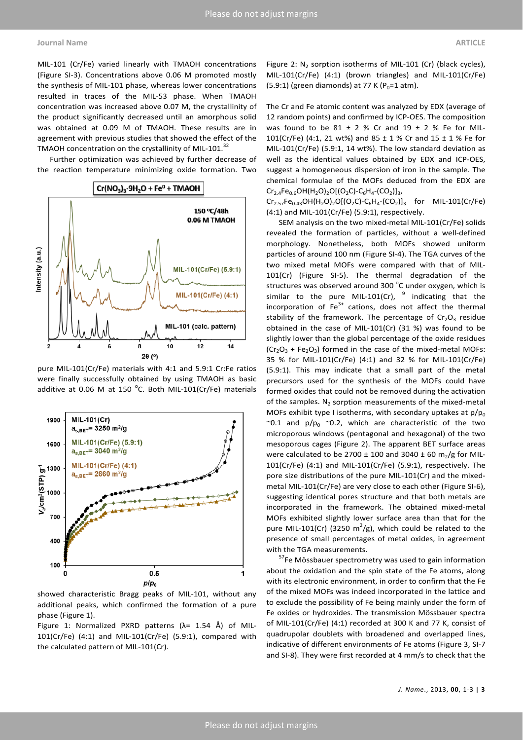MIL-101 (Cr/Fe) varied linearly with TMAOH concentrations (Figure SI-3). Concentrations above 0.06 M promoted mostly the synthesis of MIL-101 phase, whereas lower concentrations resulted in traces of the MIL-53 phase. When TMAOH concentration was increased above 0.07 M, the crystallinity of the product significantly decreased until an amorphous solid was obtained at 0.09 M of TMAOH. These results are in agreement with previous studies that showed the effect of the TMAOH concentration on the crystallinity of MIL-101.[32]

Further optimization was achieved by further decrease of the reaction temperature minimizing oxide formation. Two pure MIL-101(Cr/Fe) materials with 4:1 and 5.9:1 Cr:Fe ratios were finally successfully obtained by using TMAOH as basic additive at 0.06 M at 150 °C. Both MIL-101(Cr/Fe) materials showed characteristic Bragg peaks of MIL-101, without any additional peaks, which confirmed the formation of a pure phase (Figure 1).

Figure 1: Normalized PXRD patterns (λ= 1.54 Å) of MIL-101(Cr/Fe) (4:1) and MIL-101(Cr/Fe) (5.9:1), compared with the calculated pattern of MIL-101(Cr).

Figure 2: $N_2$ sorption isotherms of MIL-101 (Cr) (black cycles), MIL-101(Cr/Fe) (4:1) (brown triangles) and MIL-101(Cr/Fe) (5.9:1) (green diamonds) at 77 K ($P_0$=1 atm).

The Cr and Fe atomic content was analyzed by EDX (average of 12 random points) and confirmed by ICP-OES. The composition was found to be 81 ± 2 % Cr and 19 ± 2 % Fe for MIL-101(Cr/Fe) (4:1, 21 wt%) and 85 ± 1 % Cr and 15 ± 1 % Fe for MIL-101(Cr/Fe) (5.9:1, 14 wt%). The low standard deviation as well as the identical values obtained by EDX and ICP-OES, suggest a homogeneous dispersion of iron in the sample. The chemical formulae of the MOFs deduced from the EDX are $Cr_{2.4}Fe_{0.6}OH(H_2O)_2O[(O_2C)\text{-}C_6H_4\text{-}(CO_2)]_3$, $Cr_{2.57}Fe_{0.43}OH(H_2O)_2O[(O_2C)\text{-}C_6H_4\text{-}(CO_2)]_3$ for MIL-101(Cr/Fe) (4:1) and MIL-101(Cr/Fe) (5.9:1), respectively.

SEM analysis on the two mixed-metal MIL-101(Cr/Fe) solids revealed the formation of particles, without a well-defined morphology. Nonetheless, both MOFs showed uniform particles of around 100 nm (Figure SI-4). The TGA curves of the two mixed metal MOFs were compared with that of MIL-101(Cr) (Figure SI-5). The thermal degradation of the structures was observed around 300 °C under oxygen, which is similar to the pure MIL-101(Cr),[9] indicating that the incorporation of $Fe^{3+}$ cations, does not affect the thermal stability of the framework. The percentage of $Cr_2O_3$ residue obtained in the case of MIL-101(Cr) (31 %) was found to be slightly lower than the global percentage of the oxide residues ($Cr_2O_3$ + $Fe_2O_3$) formed in the case of the mixed-metal MOFs: 35 % for MIL-101(Cr/Fe) (4:1) and 32 % for MIL-101(Cr/Fe) (5.9:1). This may indicate that a small part of the metal precursors used for the synthesis of the MOFs could have formed oxides that could not be removed during the activation of the samples. $N_2$ sorption measurements of the mixed-metal MOFs exhibit type I isotherms, with secondary uptakes at $p/p_0$ ~0.1 and $p/p_0$ ~0.2, which are characteristic of the two microporous windows (pentagonal and hexagonal) of the two mesoporous cages (Figure 2). The apparent BET surface areas were calculated to be 2700 ± 100 and 3040 ± 60 $m_2$/g for MIL-101(Cr/Fe) (4:1) and MIL-101(Cr/Fe) (5.9:1), respectively. The pore size distributions of the pure MIL-101(Cr) and the mixed-metal MIL-101(Cr/Fe) are very close to each other (Figure SI-6), suggesting identical pores structure and that both metals are incorporated in the framework. The obtained mixed-metal MOFs exhibited slightly lower surface area than that for the pure MIL-101(Cr) (3250 $m^2$/g), which could be related to the presence of small percentages of metal oxides, in agreement with the TGA measurements.

$^{57}$Fe Mössbauer spectrometry was used to gain information about the oxidation and the spin state of the Fe atoms, along with its electronic environment, in order to confirm that the Fe of the mixed MOFs was indeed incorporated in the lattice and to exclude the possibility of Fe being mainly under the form of Fe oxides or hydroxides. The transmission Mössbauer spectra of MIL-101(Cr/Fe) (4:1) recorded at 300 K and 77 K, consist of quadrupolar doublets with broadened and overlapped lines, indicative of different environments of Fe atoms (Figure 3, SI-7 and SI-8). They were first recorded at 4 mm/s to check that the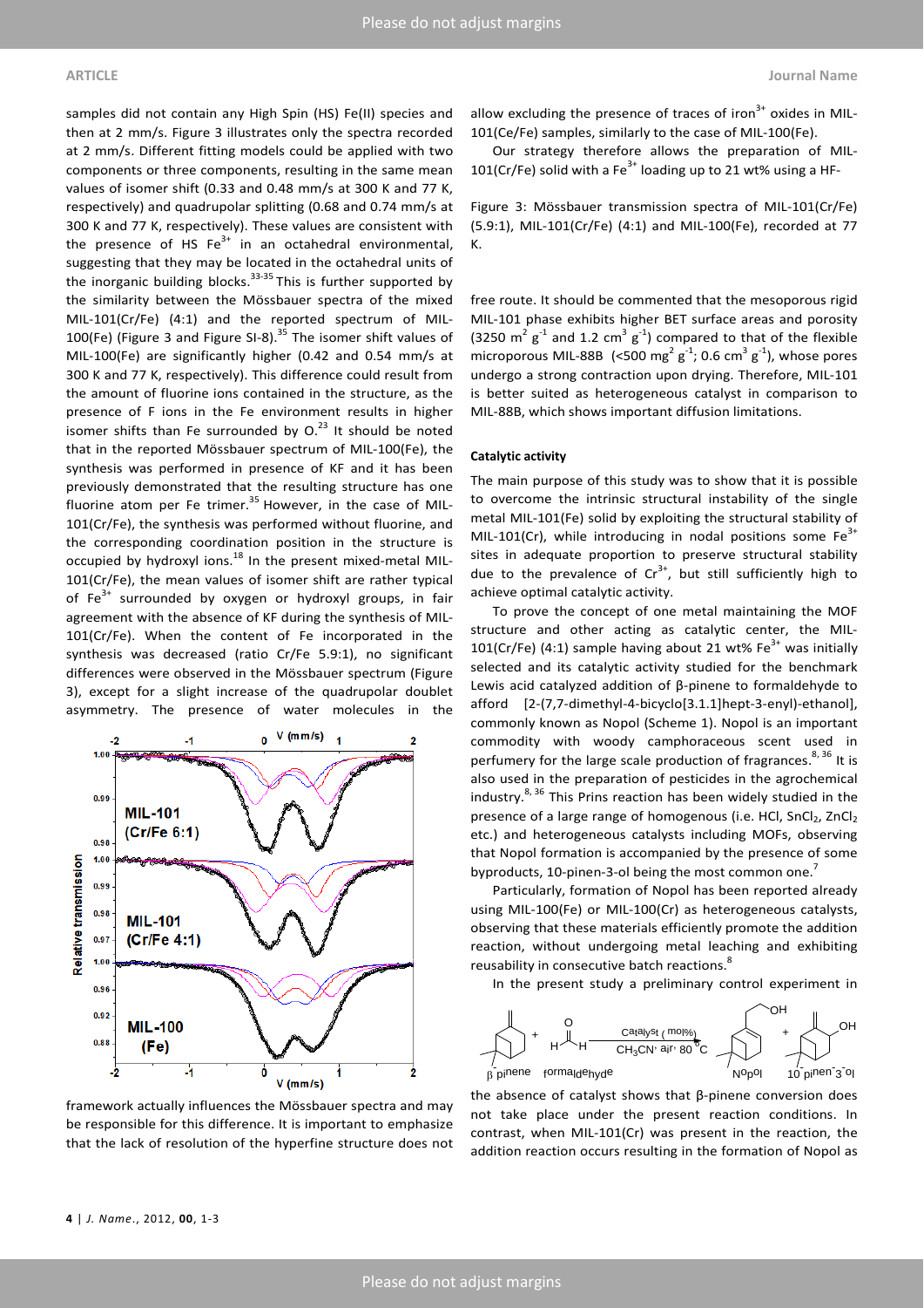samples did not contain any High Spin (HS) Fe(II) species and then at 2 mm/s. Figure 3 illustrates only the spectra recorded at 2 mm/s. Different fitting models could be applied with two components or three components, resulting in the same mean values of isomer shift (0.33 and 0.48 mm/s at 300 K and 77 K, respectively) and quadrupolar splitting (0.68 and 0.74 mm/s at 300 K and 77 K, respectively). These values are consistent with the presence of HS $Fe^{3+}$ in an octahedral environmental, suggesting that they may be located in the octahedral units of the inorganic building blocks.[33-35] This is further supported by the similarity between the Mössbauer spectra of the mixed MIL-101(Cr/Fe) (4:1) and the reported spectrum of MIL-100(Fe) (Figure 3 and Figure SI-8).[35] The isomer shift values of MIL-100(Fe) are significantly higher (0.42 and 0.54 mm/s at 300 K and 77 K, respectively). This difference could result from the amount of fluorine ions contained in the structure, as the presence of F ions in the Fe environment results in higher isomer shifts than Fe surrounded by O.[23] It should be noted that in the reported Mössbauer spectrum of MIL-100(Fe), the synthesis was performed in presence of KF and it has been previously demonstrated that the resulting structure has one fluorine atom per Fe trimer.[35] However, in the case of MIL-101(Cr/Fe), the synthesis was performed without fluorine, and the corresponding coordination position in the structure is occupied by hydroxyl ions.[18] In the present mixed-metal MIL-101(Cr/Fe), the mean values of isomer shift are rather typical of $Fe^{3+}$ surrounded by oxygen or hydroxyl groups, in fair agreement with the absence of KF during the synthesis of MIL-101(Cr/Fe). When the content of Fe incorporated in the synthesis was decreased (ratio Cr/Fe 5.9:1), no significant differences were observed in the Mössbauer spectrum (Figure 3), except for a slight increase of the quadrupolar doublet asymmetry. The presence of water molecules in the framework actually influences the Mössbauer spectra and may be responsible for this difference. It is important to emphasize that the lack of resolution of the hyperfine structure does not allow excluding the presence of traces of $iron^{3+}$ oxides in MIL-101(Ce/Fe) samples, similarly to the case of MIL-100(Fe).

Our strategy therefore allows the preparation of MIL-101(Cr/Fe) solid with a $Fe^{3+}$ loading up to 21 wt% using a HF-free route. It should be commented that the mesoporous rigid MIL-101 phase exhibits higher BET surface areas and porosity (3250 $m^2$ $g^{-1}$ and 1.2 $cm^3$ $g^{-1}$) compared to that of the flexible microporous MIL-88B (<500 $mg^2$ $g^{-1}$; 0.6 $cm^3$ $g^{-1}$), whose pores undergo a strong contraction upon drying. Therefore, MIL-101 is better suited as heterogeneous catalyst in comparison to MIL-88B, which shows important diffusion limitations.

Figure 3: Mössbauer transmission spectra of MIL-101(Cr/Fe) (5.9:1), MIL-101(Cr/Fe) (4:1) and MIL-100(Fe), recorded at 77 K.

### Catalytic activity

The main purpose of this study was to show that it is possible to overcome the intrinsic structural instability of the single metal MIL-101(Fe) solid by exploiting the structural stability of MIL-101(Cr), while introducing in nodal positions some $Fe^{3+}$ sites in adequate proportion to preserve structural stability due to the prevalence of $Cr^{3+}$, but still sufficiently high to achieve optimal catalytic activity.

To prove the concept of one metal maintaining the MOF structure and other acting as catalytic center, the MIL-101(Cr/Fe) (4:1) sample having about 21 wt% $Fe^{3+}$ was initially selected and its catalytic activity studied for the benchmark Lewis acid catalyzed addition of β-pinene to formaldehyde to afford [2-(7,7-dimethyl-4-bicyclo[3.1.1]hept-3-enyl)-ethanol], commonly known as Nopol (Scheme 1). Nopol is an important commodity with woody camphoraceous scent used in perfumery for the large scale production of fragrances.[8, 36] It is also used in the preparation of pesticides in the agrochemical industry.[8, 36] This Prins reaction has been widely studied in the presence of a large range of homogenous (i.e. HCl, $SnCl_2$, $ZnCl_2$ etc.) and heterogeneous catalysts including MOFs, observing that Nopol formation is accompanied by the presence of some byproducts, 10-pinen-3-ol being the most common one.[7]

Particularly, formation of Nopol has been reported already using MIL-100(Fe) or MIL-100(Cr) as heterogeneous catalysts, observing that these materials efficiently promote the addition reaction, without undergoing metal leaching and exhibiting reusability in consecutive batch reactions.[8]

In the present study a preliminary control experiment in the absence of catalyst shows that β-pinene conversion does not take place under the present reaction conditions. In contrast, when MIL-101(Cr) was present in the reaction, the addition reaction occurs resulting in the formation of Nopol as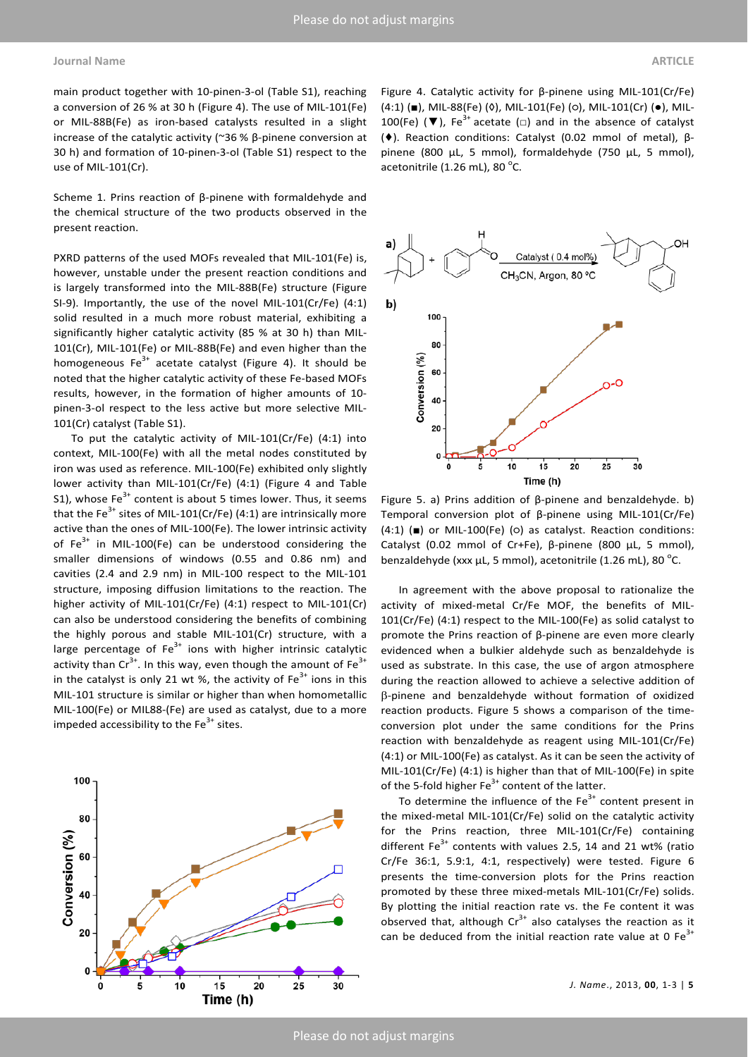main product together with 10-pinen-3-ol (Table S1), reaching a conversion of 26 % at 30 h (Figure 4). The use of MIL-101(Fe) or MIL-88B(Fe) as iron-based catalysts resulted in a slight increase of the catalytic activity (~36 % β-pinene conversion at 30 h) and formation of 10-pinen-3-ol (Table S1) respect to the use of MIL-101(Cr).

Scheme 1. Prins reaction of β-pinene with formaldehyde and the chemical structure of the two products observed in the present reaction.

PXRD patterns of the used MOFs revealed that MIL-101(Fe) is, however, unstable under the present reaction conditions and is largely transformed into the MIL-88B(Fe) structure (Figure SI-9). Importantly, the use of the novel MIL-101(Cr/Fe) (4:1) solid resulted in a much more robust material, exhibiting a significantly higher catalytic activity (85 % at 30 h) than MIL-101(Cr), MIL-101(Fe) or MIL-88B(Fe) and even higher than the homogeneous $Fe^{3+}$ acetate catalyst (Figure 4). It should be noted that the higher catalytic activity of these Fe-based MOFs results, however, in the formation of higher amounts of 10-pinen-3-ol respect to the less active but more selective MIL-101(Cr) catalyst (Table S1).

To put the catalytic activity of MIL-101(Cr/Fe) (4:1) into context, MIL-100(Fe) with all the metal nodes constituted by iron was used as reference. MIL-100(Fe) exhibited only slightly lower activity than MIL-101(Cr/Fe) (4:1) (Figure 4 and Table S1), whose $Fe^{3+}$ content is about 5 times lower. Thus, it seems that the $Fe^{3+}$ sites of MIL-101(Cr/Fe) (4:1) are intrinsically more active than the ones of MIL-100(Fe). The lower intrinsic activity of $Fe^{3+}$ in MIL-100(Fe) can be understood considering the smaller dimensions of windows (0.55 and 0.86 nm) and cavities (2.4 and 2.9 nm) in MIL-100 respect to the MIL-101 structure, imposing diffusion limitations to the reaction. The higher activity of MIL-101(Cr/Fe) (4:1) respect to MIL-101(Cr) can also be understood considering the benefits of combining the highly porous and stable MIL-101(Cr) structure, with a large percentage of $Fe^{3+}$ ions with higher intrinsic catalytic activity than $Cr^{3+}$. In this way, even though the amount of $Fe^{3+}$ in the catalyst is only 21 wt %, the activity of $Fe^{3+}$ ions in this MIL-101 structure is similar or higher than when homometallic MIL-100(Fe) or MIL88-(Fe) are used as catalyst, due to a more impeded accessibility to the $Fe^{3+}$ sites.

Figure 4. Catalytic activity for β-pinene using MIL-101(Cr/Fe) (4:1) (■), MIL-88(Fe) (◊), MIL-101(Fe) (○), MIL-101(Cr) (●), MIL-100(Fe) (▼), $Fe^{3+}$ acetate (□) and in the absence of catalyst (♦). Reaction conditions: Catalyst (0.02 mmol of metal), β-pinene (800 µL, 5 mmol), formaldehyde (750 µL, 5 mmol), acetonitrile (1.26 mL), 80 °C.

Figure 5. a) Prins addition of β-pinene and benzaldehyde. b) Temporal conversion plot of β-pinene using MIL-101(Cr/Fe) (4:1) (■) or MIL-100(Fe) (○) as catalyst. Reaction conditions: Catalyst (0.02 mmol of Cr+Fe), β-pinene (800 µL, 5 mmol), benzaldehyde (xxx µL, 5 mmol), acetonitrile (1.26 mL), 80 °C.

In agreement with the above proposal to rationalize the activity of mixed-metal Cr/Fe MOF, the benefits of MIL-101(Cr/Fe) (4:1) respect to the MIL-100(Fe) as solid catalyst to promote the Prins reaction of β-pinene are even more clearly evidenced when a bulkier aldehyde such as benzaldehyde is used as substrate. In this case, the use of argon atmosphere during the reaction allowed to achieve a selective addition of β-pinene and benzaldehyde without formation of oxidized reaction products. Figure 5 shows a comparison of the time-conversion plot under the same conditions for the Prins reaction with benzaldehyde as reagent using MIL-101(Cr/Fe) (4:1) or MIL-100(Fe) as catalyst. As it can be seen the activity of MIL-101(Cr/Fe) (4:1) is higher than that of MIL-100(Fe) in spite of the 5-fold higher $Fe^{3+}$ content of the latter.

To determine the influence of the $Fe^{3+}$ content present in the mixed-metal MIL-101(Cr/Fe) solid on the catalytic activity for the Prins reaction, three MIL-101(Cr/Fe) containing different $Fe^{3+}$ contents with values 2.5, 14 and 21 wt% (ratio Cr/Fe 36:1, 5.9:1, 4:1, respectively) were tested. Figure 6 presents the time-conversion plots for the Prins reaction promoted by these three mixed-metals MIL-101(Cr/Fe) solids. By plotting the initial reaction rate vs. the Fe content it was observed that, although $Cr^{3+}$ also catalyses the reaction as it can be deduced from the initial reaction rate value at 0 $Fe^{3+}$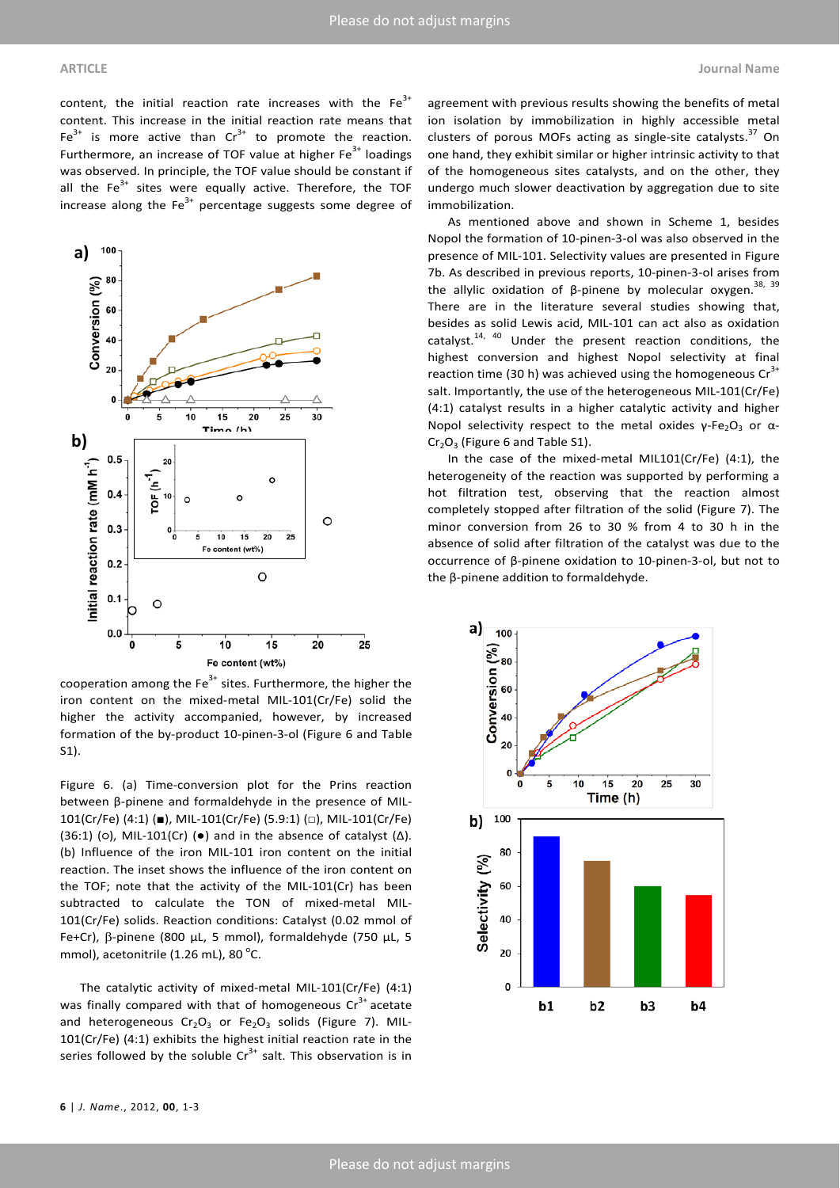content, the initial reaction rate increases with the $Fe^{3+}$ content. This increase in the initial reaction rate means that $Fe^{3+}$ is more active than $Cr^{3+}$ to promote the reaction. Furthermore, an increase of TOF value at higher $Fe^{3+}$ loadings was observed. In principle, the TOF value should be constant if all the $Fe^{3+}$ sites were equally active. Therefore, the TOF increase along the $Fe^{3+}$ percentage suggests some degree of cooperation among the $Fe^{3+}$ sites. Furthermore, the higher the iron content on the mixed-metal MIL-101(Cr/Fe) solid the higher the activity accompanied, however, by increased formation of the by-product 10-pinen-3-ol (Figure 6 and Table S1).

Figure 6. (a) Time-conversion plot for the Prins reaction between β-pinene and formaldehyde in the presence of MIL-101(Cr/Fe) (4:1) (■), MIL-101(Cr/Fe) (5.9:1) (□), MIL-101(Cr/Fe) (36:1) (○), MIL-101(Cr) (●) and in the absence of catalyst (Δ). (b) Influence of the iron MIL-101 iron content on the initial reaction. The inset shows the influence of the iron content on the TOF; note that the activity of the MIL-101(Cr) has been subtracted to calculate the TON of mixed-metal MIL-101(Cr/Fe) solids. Reaction conditions: Catalyst (0.02 mmol of Fe+Cr), β-pinene (800 μL, 5 mmol), formaldehyde (750 μL, 5 mmol), acetonitrile (1.26 mL), 80 °C.

The catalytic activity of mixed-metal MIL-101(Cr/Fe) (4:1) was finally compared with that of homogeneous $Cr^{3+}$ acetate and heterogeneous $Cr_2O_3$ or $Fe_2O_3$ solids (Figure 7). MIL-101(Cr/Fe) (4:1) exhibits the highest initial reaction rate in the series followed by the soluble $Cr^{3+}$ salt. This observation is in agreement with previous results showing the benefits of metal ion isolation by immobilization in highly accessible metal clusters of porous MOFs acting as single-site catalysts.[37] On one hand, they exhibit similar or higher intrinsic activity to that of the homogeneous sites catalysts, and on the other, they undergo much slower deactivation by aggregation due to site immobilization.

As mentioned above and shown in Scheme 1, besides Nopol the formation of 10-pinen-3-ol was also observed in the presence of MIL-101. Selectivity values are presented in Figure 7b. As described in previous reports, 10-pinen-3-ol arises from the allylic oxidation of β-pinene by molecular oxygen.[38, 39] There are in the literature several studies showing that, besides as solid Lewis acid, MIL-101 can act also as oxidation catalyst.[14, 40] Under the present reaction conditions, the highest conversion and highest Nopol selectivity at final reaction time (30 h) was achieved using the homogeneous $Cr^{3+}$ salt. Importantly, the use of the heterogeneous MIL-101(Cr/Fe) (4:1) catalyst results in a higher catalytic activity and higher Nopol selectivity respect to the metal oxides $\gamma$-$Fe_2O_3$ or $\alpha$-$Cr_2O_3$ (Figure 6 and Table S1).

In the case of the mixed-metal MIL101(Cr/Fe) (4:1), the heterogeneity of the reaction was supported by performing a hot filtration test, observing that the reaction almost completely stopped after filtration of the solid (Figure 7). The minor conversion from 26 to 30 % from 4 to 30 h in the absence of solid after filtration of the catalyst was due to the occurrence of β-pinene oxidation to 10-pinen-3-ol, but not to the β-pinene addition to formaldehyde.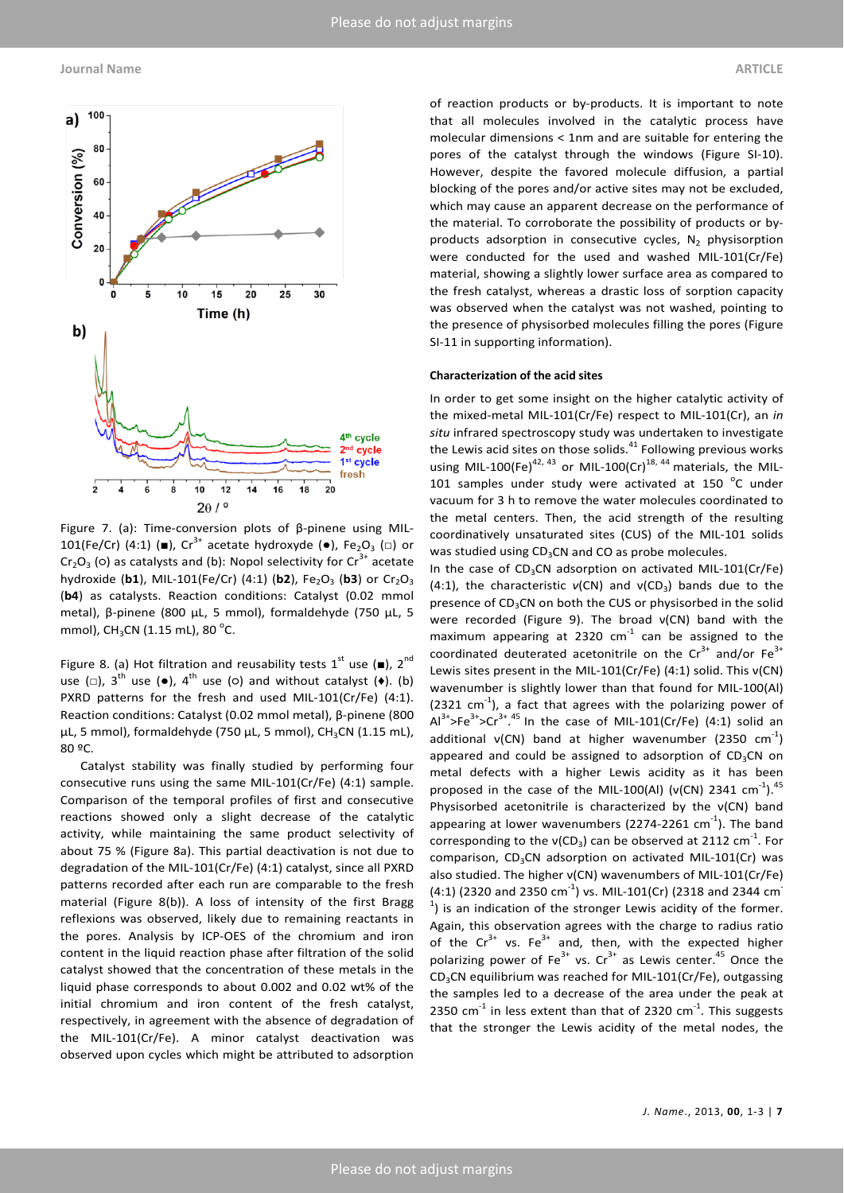Figure 7. (a): Time-conversion plots of β-pinene using MIL-101(Fe/Cr) (4:1) (■), $Cr^{3+}$ acetate hydroxyde (●), $Fe_2O_3$ (□) or $Cr_2O_3$ (○) as catalysts and (b): Nopol selectivity for $Cr^{3+}$ acetate hydroxide (**b1**), MIL-101(Fe/Cr) (4:1) (**b2**), $Fe_2O_3$ (**b3**) or $Cr_2O_3$ (**b4**) as catalysts. Reaction conditions: Catalyst (0.02 mmol metal), β-pinene (800 µL, 5 mmol), formaldehyde (750 µL, 5 mmol), $CH_3CN$ (1.15 mL), 80 °C.

Figure 8. (a) Hot filtration and reusability tests 1st use (■), 2nd use (□), 3th use (●), 4th use (○) and without catalyst (♦). (b) PXRD patterns for the fresh and used MIL-101(Cr/Fe) (4:1). Reaction conditions: Catalyst (0.02 mmol metal), β-pinene (800 µL, 5 mmol), formaldehyde (750 µL, 5 mmol), $CH_3CN$ (1.15 mL), 80 ºC.

Catalyst stability was finally studied by performing four consecutive runs using the same MIL-101(Cr/Fe) (4:1) sample. Comparison of the temporal profiles of first and consecutive reactions showed only a slight decrease of the catalytic activity, while maintaining the same product selectivity of about 75 % (Figure 8a). This partial deactivation is not due to degradation of the MIL-101(Cr/Fe) (4:1) catalyst, since all PXRD patterns recorded after each run are comparable to the fresh material (Figure 8(b)). A loss of intensity of the first Bragg reflexions was observed, likely due to remaining reactants in the pores. Analysis by ICP-OES of the chromium and iron content in the liquid reaction phase after filtration of the solid catalyst showed that the concentration of these metals in the liquid phase corresponds to about 0.002 and 0.02 wt% of the initial chromium and iron content of the fresh catalyst, respectively, in agreement with the absence of degradation of the MIL-101(Cr/Fe). A minor catalyst deactivation was observed upon cycles which might be attributed to adsorption of reaction products or by-products. It is important to note that all molecules involved in the catalytic process have molecular dimensions < 1nm and are suitable for entering the pores of the catalyst through the windows (Figure SI-10). However, despite the favored molecule diffusion, a partial blocking of the pores and/or active sites may not be excluded, which may cause an apparent decrease on the performance of the material. To corroborate the possibility of products or by-products adsorption in consecutive cycles, $N_2$ physisorption were conducted for the used and washed MIL-101(Cr/Fe) material, showing a slightly lower surface area as compared to the fresh catalyst, whereas a drastic loss of sorption capacity was observed when the catalyst was not washed, pointing to the presence of physisorbed molecules filling the pores (Figure SI-11 in supporting information).

#### Characterization of the acid sites

In order to get some insight on the higher catalytic activity of the mixed-metal MIL-101(Cr/Fe) respect to MIL-101(Cr), an *in situ* infrared spectroscopy study was undertaken to investigate the Lewis acid sites on those solids.[41] Following previous works using MIL-100(Fe)[42, 43] or MIL-100(Cr)[18, 44] materials, the MIL-101 samples under study were activated at 150 °C under vacuum for 3 h to remove the water molecules coordinated to the metal centers. Then, the acid strength of the resulting coordinatively unsaturated sites (CUS) of the MIL-101 solids was studied using $CD_3CN$ and CO as probe molecules.

In the case of $CD_3CN$ adsorption on activated MIL-101(Cr/Fe) (4:1), the characteristic $\nu$(CN) and $\nu(CD_3)$ bands due to the presence of $CD_3CN$ on both the CUS or physisorbed in the solid were recorded (Figure 9). The broad $\nu$(CN) band with the maximum appearing at 2320 $cm^{-1}$ can be assigned to the coordinated deuterated acetonitrile on the $Cr^{3+}$ and/or $Fe^{3+}$ Lewis sites present in the MIL-101(Cr/Fe) (4:1) solid. This $\nu$(CN) wavenumber is slightly lower than that found for MIL-100(Al) (2321 $cm^{-1}$), a fact that agrees with the polarizing power of $Al^{3+}$>$Fe^{3+}$>$Cr^{3+}$.[45] In the case of MIL-101(Cr/Fe) (4:1) solid an additional $\nu$(CN) band at higher wavenumber (2350 $cm^{-1}$) appeared and could be assigned to adsorption of $CD_3CN$ on metal defects with a higher Lewis acidity as it has been proposed in the case of the MIL-100(Al) ($\nu$(CN) 2341 $cm^{-1}$).[45] Physisorbed acetonitrile is characterized by the $\nu$(CN) band appearing at lower wavenumbers (2274-2261 $cm^{-1}$). The band corresponding to the $\nu(CD_3)$ can be observed at 2112 $cm^{-1}$. For comparison, $CD_3CN$ adsorption on activated MIL-101(Cr) was also studied. The higher $\nu$(CN) wavenumbers of MIL-101(Cr/Fe) (4:1) (2320 and 2350 $cm^{-1}$) vs. MIL-101(Cr) (2318 and 2344 $cm^{-1}$) is an indication of the stronger Lewis acidity of the former. Again, this observation agrees with the charge to radius ratio of the $Cr^{3+}$ vs. $Fe^{3+}$ and, then, with the expected higher polarizing power of $Fe^{3+}$ vs. $Cr^{3+}$ as Lewis center.[45] Once the $CD_3CN$ equilibrium was reached for MIL-101(Cr/Fe), outgassing the samples led to a decrease of the area under the peak at 2350 $cm^{-1}$ in less extent than that of 2320 $cm^{-1}$. This suggests that the stronger the Lewis acidity of the metal nodes, the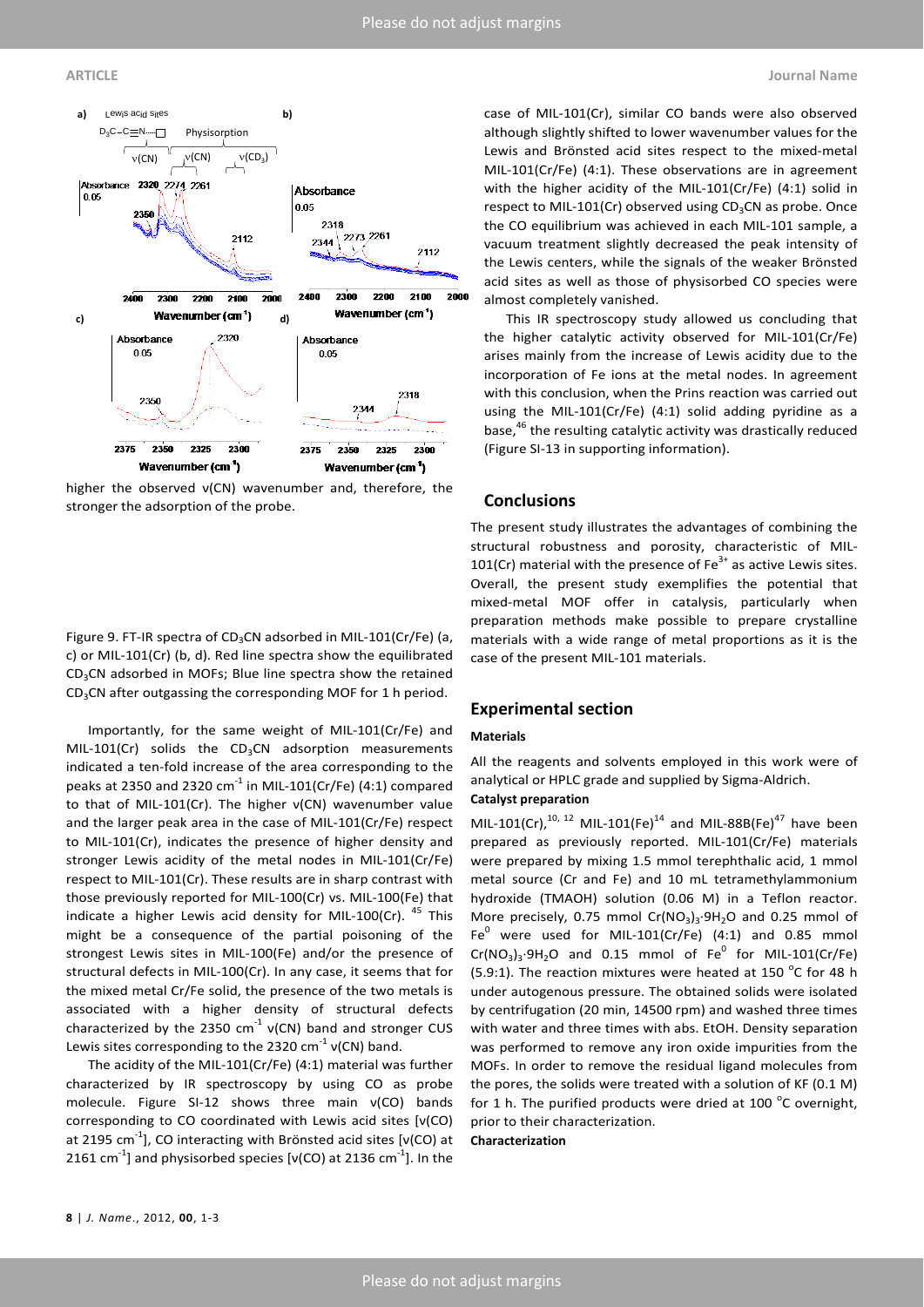higher the observed ν(CN) wavenumber and, therefore, the stronger the adsorption of the probe.

Figure 9. FT-IR spectra of $CD_3CN$ adsorbed in MIL-101(Cr/Fe) (a, c) or MIL-101(Cr) (b, d). Red line spectra show the equilibrated $CD_3CN$ adsorbed in MOFs; Blue line spectra show the retained $CD_3CN$ after outgassing the corresponding MOF for 1 h period.

Importantly, for the same weight of MIL-101(Cr/Fe) and MIL-101(Cr) solids the $CD_3CN$ adsorption measurements indicated a ten-fold increase of the area corresponding to the peaks at 2350 and 2320 $cm^{-1}$ in MIL-101(Cr/Fe) (4:1) compared to that of MIL-101(Cr). The higher ν(CN) wavenumber value and the larger peak area in the case of MIL-101(Cr/Fe) respect to MIL-101(Cr), indicates the presence of higher density and stronger Lewis acidity of the metal nodes in MIL-101(Cr/Fe) respect to MIL-101(Cr). These results are in sharp contrast with those previously reported for MIL-100(Cr) vs. MIL-100(Fe) that indicate a higher Lewis acid density for MIL-100(Cr).[45] This might be a consequence of the partial poisoning of the strongest Lewis sites in MIL-100(Fe) and/or the presence of structural defects in MIL-100(Cr). In any case, it seems that for the mixed metal Cr/Fe solid, the presence of the two metals is associated with a higher density of structural defects characterized by the 2350 $cm^{-1}$ ν(CN) band and stronger CUS Lewis sites corresponding to the 2320 $cm^{-1}$ ν(CN) band.

The acidity of the MIL-101(Cr/Fe) (4:1) material was further characterized by IR spectroscopy by using CO as probe molecule. Figure SI-12 shows three main ν(CO) bands corresponding to CO coordinated with Lewis acid sites [ν(CO) at 2195 $cm^{-1}$], CO interacting with Brönsted acid sites [ν(CO) at 2161 $cm^{-1}$] and physisorbed species [ν(CO) at 2136 $cm^{-1}$]. In the case of MIL-101(Cr), similar CO bands were also observed although slightly shifted to lower wavenumber values for the Lewis and Brönsted acid sites respect to the mixed-metal MIL-101(Cr/Fe) (4:1). These observations are in agreement with the higher acidity of the MIL-101(Cr/Fe) (4:1) solid in respect to MIL-101(Cr) observed using $CD_3CN$ as probe. Once the CO equilibrium was achieved in each MIL-101 sample, a vacuum treatment slightly decreased the peak intensity of the Lewis centers, while the signals of the weaker Brönsted acid sites as well as those of physisorbed CO species were almost completely vanished.

This IR spectroscopy study allowed us concluding that the higher catalytic activity observed for MIL-101(Cr/Fe) arises mainly from the increase of Lewis acidity due to the incorporation of Fe ions at the metal nodes. In agreement with this conclusion, when the Prins reaction was carried out using the MIL-101(Cr/Fe) (4:1) solid adding pyridine as a base,[46] the resulting catalytic activity was drastically reduced (Figure SI-13 in supporting information).

## Conclusions

The present study illustrates the advantages of combining the structural robustness and porosity, characteristic of MIL-101(Cr) material with the presence of $Fe^{3+}$ as active Lewis sites. Overall, the present study exemplifies the potential that mixed-metal MOF offer in catalysis, particularly when preparation methods make possible to prepare crystalline materials with a wide range of metal proportions as it is the case of the present MIL-101 materials.

## Experimental section

### Materials

All the reagents and solvents employed in this work were of analytical or HPLC grade and supplied by Sigma-Aldrich.

### Catalyst preparation

MIL-101(Cr),[10, 12] MIL-101(Fe)[14] and MIL-88B(Fe)[47] have been prepared as previously reported. MIL-101(Cr/Fe) materials were prepared by mixing 1.5 mmol terephthalic acid, 1 mmol metal source (Cr and Fe) and 10 mL tetramethylammonium hydroxide (TMAOH) solution (0.06 M) in a Teflon reactor. More precisely, 0.75 mmol $Cr(NO_3)_3{\cdot}9H_2O$ and 0.25 mmol of $Fe^0$ were used for MIL-101(Cr/Fe) (4:1) and 0.85 mmol $Cr(NO_3)_3{\cdot}9H_2O$ and 0.15 mmol of $Fe^0$ for MIL-101(Cr/Fe) (5.9:1). The reaction mixtures were heated at 150 °C for 48 h under autogenous pressure. The obtained solids were isolated by centrifugation (20 min, 14500 rpm) and washed three times with water and three times with abs. EtOH. Density separation was performed to remove any iron oxide impurities from the MOFs. In order to remove the residual ligand molecules from the pores, the solids were treated with a solution of KF (0.1 M) for 1 h. The purified products were dried at 100 °C overnight, prior to their characterization.

### Characterization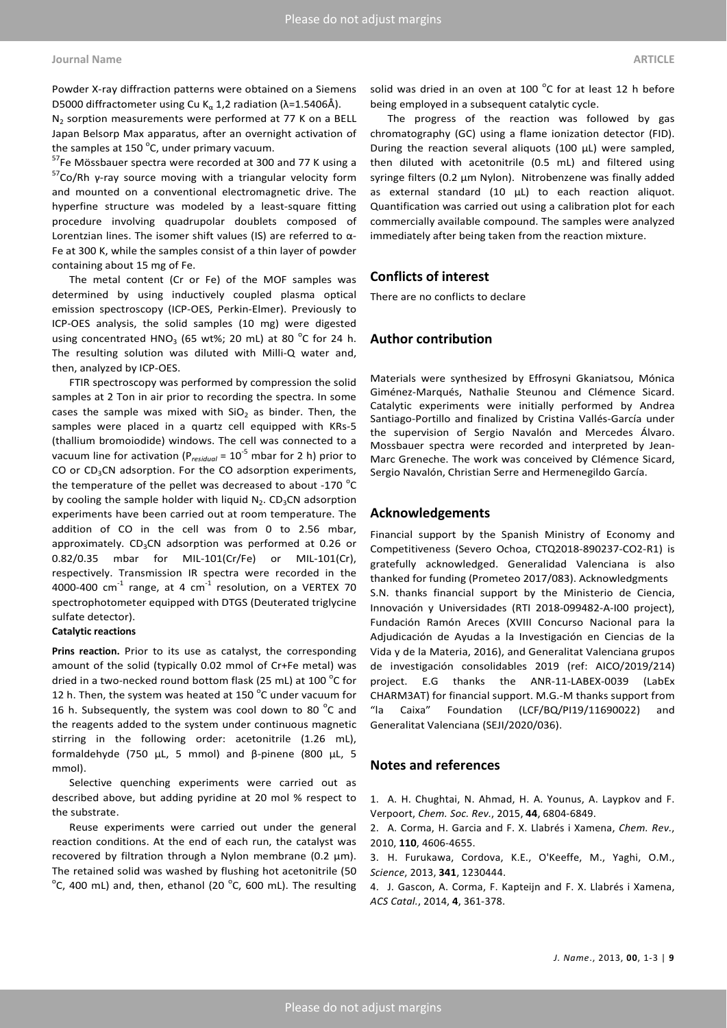Powder X-ray diffraction patterns were obtained on a Siemens D5000 diffractometer using Cu $K_{\alpha}$ 1,2 radiation (λ=1.5406Å).

$N_2$ sorption measurements were performed at 77 K on a BELL Japan Belsorp Max apparatus, after an overnight activation of the samples at 150 °C, under primary vacuum.

$^{57}$Fe Mössbauer spectra were recorded at 300 and 77 K using a $^{57}$Co/Rh γ-ray source moving with a triangular velocity form and mounted on a conventional electromagnetic drive. The hyperfine structure was modeled by a least-square fitting procedure involving quadrupolar doublets composed of Lorentzian lines. The isomer shift values (IS) are referred to α-Fe at 300 K, while the samples consist of a thin layer of powder containing about 15 mg of Fe.

The metal content (Cr or Fe) of the MOF samples was determined by using inductively coupled plasma optical emission spectroscopy (ICP-OES, Perkin-Elmer). Previously to ICP-OES analysis, the solid samples (10 mg) were digested using concentrated $HNO_3$ (65 wt%; 20 mL) at 80 °C for 24 h. The resulting solution was diluted with Milli-Q water and, then, analyzed by ICP-OES.

FTIR spectroscopy was performed by compression the solid samples at 2 Ton in air prior to recording the spectra. In some cases the sample was mixed with $SiO_2$ as binder. Then, the samples were placed in a quartz cell equipped with KRs-5 (thallium bromoiodide) windows. The cell was connected to a vacuum line for activation ($P_{residual}$ = $10^{-5}$ mbar for 2 h) prior to CO or $CD_3CN$ adsorption. For the CO adsorption experiments, the temperature of the pellet was decreased to about -170 °C by cooling the sample holder with liquid $N_2$. $CD_3CN$ adsorption experiments have been carried out at room temperature. The addition of CO in the cell was from 0 to 2.56 mbar, approximately. $CD_3CN$ adsorption was performed at 0.26 or 0.82/0.35 mbar for MIL-101(Cr/Fe) or MIL-101(Cr), respectively. Transmission IR spectra were recorded in the 4000-400 $cm^{-1}$ range, at 4 $cm^{-1}$ resolution, on a VERTEX 70 spectrophotometer equipped with DTGS (Deuterated triglycine sulfate detector).

**Catalytic reactions**

**Prins reaction.** Prior to its use as catalyst, the corresponding amount of the solid (typically 0.02 mmol of Cr+Fe metal) was dried in a two-necked round bottom flask (25 mL) at 100 °C for 12 h. Then, the system was heated at 150 °C under vacuum for 16 h. Subsequently, the system was cool down to 80 °C and the reagents added to the system under continuous magnetic stirring in the following order: acetonitrile (1.26 mL), formaldehyde (750 µL, 5 mmol) and β-pinene (800 µL, 5 mmol).

Selective quenching experiments were carried out as described above, but adding pyridine at 20 mol % respect to the substrate.

Reuse experiments were carried out under the general reaction conditions. At the end of each run, the catalyst was recovered by filtration through a Nylon membrane (0.2 µm). The retained solid was washed by flushing hot acetonitrile (50 °C, 400 mL) and, then, ethanol (20 °C, 600 mL). The resulting solid was dried in an oven at 100 °C for at least 12 h before being employed in a subsequent catalytic cycle.

The progress of the reaction was followed by gas chromatography (GC) using a flame ionization detector (FID). During the reaction several aliquots (100 µL) were sampled, then diluted with acetonitrile (0.5 mL) and filtered using syringe filters (0.2 µm Nylon). Nitrobenzene was finally added as external standard (10 µL) to each reaction aliquot. Quantification was carried out using a calibration plot for each commercially available compound. The samples were analyzed immediately after being taken from the reaction mixture.

## Conflicts of interest

There are no conflicts to declare

## Author contribution

Materials were synthesized by Effrosyni Gkaniatsou, Mónica Giménez-Marqués, Nathalie Steunou and Clémence Sicard. Catalytic experiments were initially performed by Andrea Santiago-Portillo and finalized by Cristina Vallés-García under the supervision of Sergio Navalón and Mercedes Álvaro. Mossbauer spectra were recorded and interpreted by Jean-Marc Greneche. The work was conceived by Clémence Sicard, Sergio Navalón, Christian Serre and Hermenegildo García.

## Acknowledgements

Financial support by the Spanish Ministry of Economy and Competitiveness (Severo Ochoa, CTQ2018-890237-CO2-R1) is gratefully acknowledged. Generalidad Valenciana is also thanked for funding (Prometeo 2017/083). Acknowledgments S.N. thanks financial support by the Ministerio de Ciencia, Innovación y Universidades (RTI 2018-099482-A-I00 project), Fundación Ramón Areces (XVIII Concurso Nacional para la Adjudicación de Ayudas a la Investigación en Ciencias de la Vida y de la Materia, 2016), and Generalitat Valenciana grupos de investigación consolidables 2019 (ref: AICO/2019/214) project. E.G thanks the ANR-11-LABEX-0039 (LabEx CHARM3AT) for financial support. M.G.-M thanks support from "la Caixa" Foundation (LCF/BQ/PI19/11690022) and Generalitat Valenciana (SEJI/2020/036).

## Notes and references

1. A. H. Chughtai, N. Ahmad, H. A. Younus, A. Laypkov and F. Verpoort, *Chem. Soc. Rev.*, 2015, **44**, 6804-6849.
2. A. Corma, H. Garcia and F. X. Llabrés i Xamena, *Chem. Rev.*, 2010, **110**, 4606-4655.
3. H. Furukawa, Cordova, K.E., O'Keeffe, M., Yaghi, O.M., *Science*, 2013, **341**, 1230444.
4. J. Gascon, A. Corma, F. Kapteijn and F. X. Llabrés i Xamena, *ACS Catal.*, 2014, **4**, 361-378.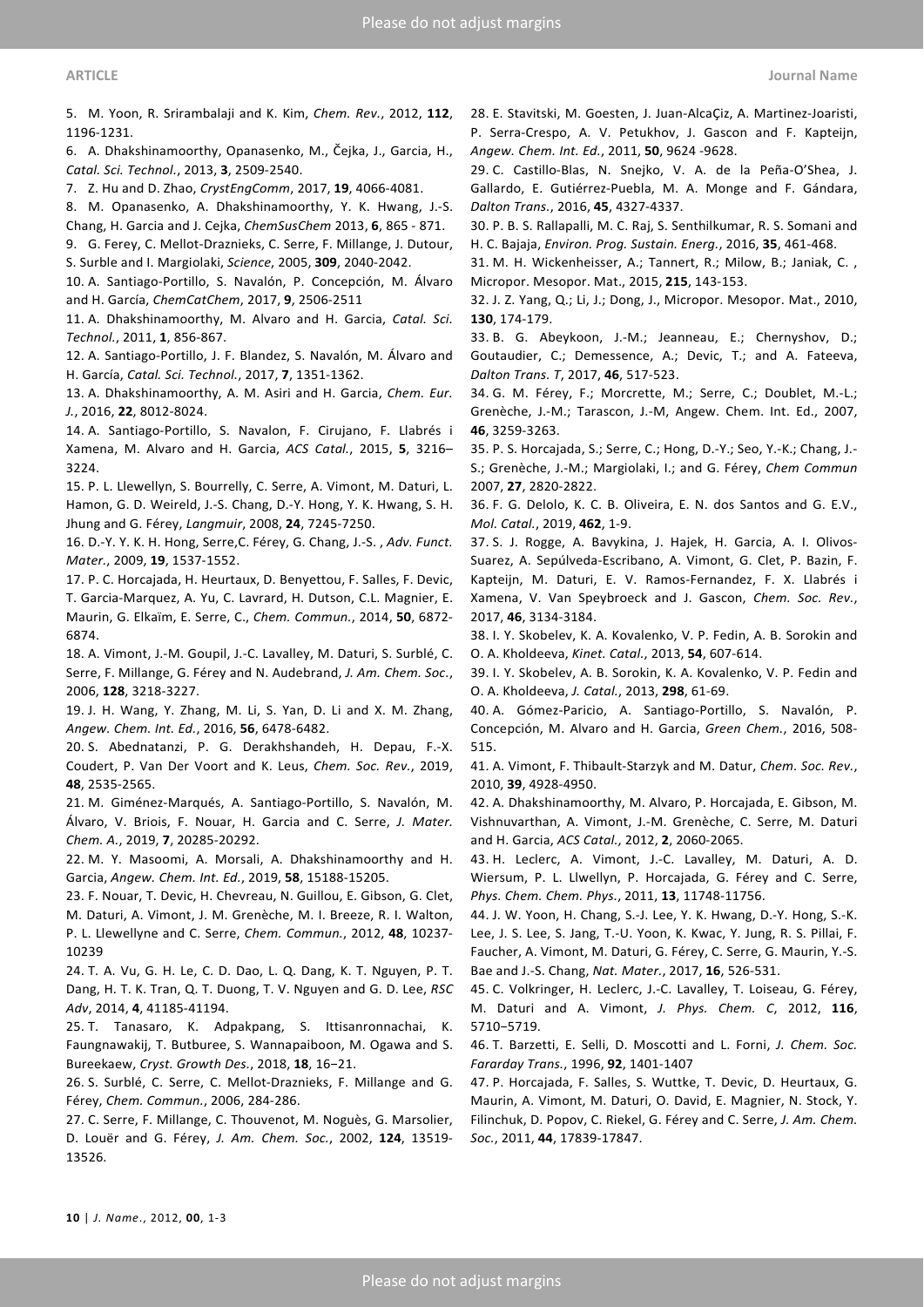5. M. Yoon, R. Srirambalaji and K. Kim, *Chem. Rev.*, 2012, **112**, 1196-1231.

6. A. Dhakshinamoorthy, Opanasenko, M., Čejka, J., Garcia, H., *Catal. Sci. Technol.*, 2013, **3**, 2509-2540.

7. Z. Hu and D. Zhao, *CrystEngComm*, 2017, **19**, 4066-4081.

8. M. Opanasenko, A. Dhakshinamoorthy, Y. K. Hwang, J.-S. Chang, H. Garcia and J. Cejka, *ChemSusChem* 2013, **6**, 865 - 871.

9. G. Ferey, C. Mellot-Draznieks, C. Serre, F. Millange, J. Dutour, S. Surble and I. Margiolaki, *Science*, 2005, **309**, 2040-2042.

10. A. Santiago-Portillo, S. Navalón, P. Concepción, M. Álvaro and H. García, *ChemCatChem*, 2017, **9**, 2506-2511

11. A. Dhakshinamoorthy, M. Alvaro and H. Garcia, *Catal. Sci. Technol.*, 2011, **1**, 856-867.

12. A. Santiago-Portillo, J. F. Blandez, S. Navalón, M. Álvaro and H. García, *Catal. Sci. Technol.*, 2017, **7**, 1351-1362.

13. A. Dhakshinamoorthy, A. M. Asiri and H. Garcia, *Chem. Eur. J.*, 2016, **22**, 8012-8024.

14. A. Santiago-Portillo, S. Navalon, F. Cirujano, F. Llabrés i Xamena, M. Alvaro and H. Garcia, *ACS Catal.*, 2015, **5**, 3216–3224.

15. P. L. Llewellyn, S. Bourrelly, C. Serre, A. Vimont, M. Daturi, L. Hamon, G. D. Weireld, J.-S. Chang, D.-Y. Hong, Y. K. Hwang, S. H. Jhung and G. Férey, *Langmuir*, 2008, **24**, 7245-7250.

16. D.-Y. Y. K. H. Hong, Serre,C. Férey, G. Chang, J.-S. , *Adv. Funct. Mater.*, 2009, **19**, 1537-1552.

17. P. C. Horcajada, H. Heurtaux, D. Benyettou, F. Salles, F. Devic, T. Garcia-Marquez, A. Yu, C. Lavrard, H. Dutson, C.L. Magnier, E. Maurin, G. Elkaïm, E. Serre, C., *Chem. Commun.*, 2014, **50**, 6872-6874.

18. A. Vimont, J.-M. Goupil, J.-C. Lavalley, M. Daturi, S. Surblé, C. Serre, F. Millange, G. Férey and N. Audebrand, *J. Am. Chem. Soc.*, 2006, **128**, 3218-3227.

19. J. H. Wang, Y. Zhang, M. Li, S. Yan, D. Li and X. M. Zhang, *Angew. Chem. Int. Ed.*, 2016, **56**, 6478-6482.

20. S. Abednatanzi, P. G. Derakhshandeh, H. Depau, F.-X. Coudert, P. Van Der Voort and K. Leus, *Chem. Soc. Rev.*, 2019, **48**, 2535-2565.

21. M. Giménez-Marqués, A. Santiago-Portillo, S. Navalón, M. Álvaro, V. Briois, F. Nouar, H. Garcia and C. Serre, *J. Mater. Chem. A.*, 2019, **7**, 20285-20292.

22. M. Y. Masoomi, A. Morsali, A. Dhakshinamoorthy and H. Garcia, *Angew. Chem. Int. Ed.*, 2019, **58**, 15188-15205.

23. F. Nouar, T. Devic, H. Chevreau, N. Guillou, E. Gibson, G. Clet, M. Daturi, A. Vimont, J. M. Grenèche, M. I. Breeze, R. I. Walton, P. L. Llewellyne and C. Serre, *Chem. Commun.*, 2012, **48**, 10237-10239

24. T. A. Vu, G. H. Le, C. D. Dao, L. Q. Dang, K. T. Nguyen, P. T. Dang, H. T. K. Tran, Q. T. Duong, T. V. Nguyen and G. D. Lee, *RSC Adv*, 2014, **4**, 41185-41194.

25. T. Tanasaro, K. Adpakpang, S. Ittisanronnachai, K. Faungnawakij, T. Butburee, S. Wannapaiboon, M. Ogawa and S. Bureekaew, *Cryst. Growth Des.*, 2018, **18**, 16−21.

26. S. Surblé, C. Serre, C. Mellot-Draznieks, F. Millange and G. Férey, *Chem. Commun.*, 2006, 284-286.

27. C. Serre, F. Millange, C. Thouvenot, M. Noguès, G. Marsolier, D. Louër and G. Férey, *J. Am. Chem. Soc.*, 2002, **124**, 13519-13526.

28. E. Stavitski, M. Goesten, J. Juan-AlcaÇiz, A. Martinez-Joaristi, P. Serra-Crespo, A. V. Petukhov, J. Gascon and F. Kapteijn, *Angew. Chem. Int. Ed.*, 2011, **50**, 9624 -9628.

29. C. Castillo-Blas, N. Snejko, V. A. de la Peña-O'Shea, J. Gallardo, E. Gutiérrez-Puebla, M. A. Monge and F. Gándara, *Dalton Trans.*, 2016, **45**, 4327-4337.

30. P. B. S. Rallapalli, M. C. Raj, S. Senthilkumar, R. S. Somani and H. C. Bajaja, *Environ. Prog. Sustain. Energ.*, 2016, **35**, 461-468.

31. M. H. Wickenheisser, A.; Tannert, R.; Milow, B.; Janiak, C. , Micropor. Mesopor. Mat., 2015, **215**, 143-153.

32. J. Z. Yang, Q.; Li, J.; Dong, J., Micropor. Mesopor. Mat., 2010, **130**, 174-179.

33. B. G. Abeykoon, J.-M.; Jeanneau, E.; Chernyshov, D.; Goutaudier, C.; Demessence, A.; Devic, T.; and A. Fateeva, *Dalton Trans. T*, 2017, **46**, 517-523.

34. G. M. Férey, F.; Morcrette, M.; Serre, C.; Doublet, M.-L.; Grenèche, J.-M.; Tarascon, J.-M, Angew. Chem. Int. Ed., 2007, **46**, 3259-3263.

35. P. S. Horcajada, S.; Serre, C.; Hong, D.-Y.; Seo, Y.-K.; Chang, J.-S.; Grenèche, J.-M.; Margiolaki, I.; and G. Férey, *Chem Commun* 2007, **27**, 2820-2822.

36. F. G. Delolo, K. C. B. Oliveira, E. N. dos Santos and G. E.V., *Mol. Catal.*, 2019, **462**, 1-9.

37. S. J. Rogge, A. Bavykina, J. Hajek, H. Garcia, A. I. Olivos-Suarez, A. Sepúlveda-Escribano, A. Vimont, G. Clet, P. Bazin, F. Kapteijn, M. Daturi, E. V. Ramos-Fernandez, F. X. Llabrés i Xamena, V. Van Speybroeck and J. Gascon, *Chem. Soc. Rev.*, 2017, **46**, 3134-3184.

38. I. Y. Skobelev, K. A. Kovalenko, V. P. Fedin, A. B. Sorokin and O. A. Kholdeeva, *Kinet. Catal.*, 2013, **54**, 607-614.

39. I. Y. Skobelev, A. B. Sorokin, K. A. Kovalenko, V. P. Fedin and O. A. Kholdeeva, *J. Catal.*, 2013, **298**, 61-69.

40. A. Gómez-Paricio, A. Santiago-Portillo, S. Navalón, P. Concepción, M. Alvaro and H. Garcia, *Green Chem.*, 2016, 508-515.

41. A. Vimont, F. Thibault-Starzyk and M. Datur, *Chem. Soc. Rev.*, 2010, **39**, 4928-4950.

42. A. Dhakshinamoorthy, M. Alvaro, P. Horcajada, E. Gibson, M. Vishnuvarthan, A. Vimont, J.-M. Grenèche, C. Serre, M. Daturi and H. Garcia, *ACS Catal.*, 2012, **2**, 2060-2065.

43. H. Leclerc, A. Vimont, J.-C. Lavalley, M. Daturi, A. D. Wiersum, P. L. Llwellyn, P. Horcajada, G. Férey and C. Serre, *Phys. Chem. Chem. Phys.*, 2011, **13**, 11748-11756.

44. J. W. Yoon, H. Chang, S.-J. Lee, Y. K. Hwang, D.-Y. Hong, S.-K. Lee, J. S. Lee, S. Jang, T.-U. Yoon, K. Kwac, Y. Jung, R. S. Pillai, F. Faucher, A. Vimont, M. Daturi, G. Férey, C. Serre, G. Maurin, Y.-S. Bae and J.-S. Chang, *Nat. Mater.*, 2017, **16**, 526-531.

45. C. Volkringer, H. Leclerc, J.-C. Lavalley, T. Loiseau, G. Férey, M. Daturi and A. Vimont, *J. Phys. Chem. C*, 2012, **116**, 5710−5719.

46. T. Barzetti, E. Selli, D. Moscotti and L. Forni, *J. Chem. Soc. Fararday Trans.*, 1996, **92**, 1401-1407

47. P. Horcajada, F. Salles, S. Wuttke, T. Devic, D. Heurtaux, G. Maurin, A. Vimont, M. Daturi, O. David, E. Magnier, N. Stock, Y. Filinchuk, D. Popov, C. Riekel, G. Férey and C. Serre, *J. Am. Chem. Soc.*, 2011, **44**, 17839-17847.